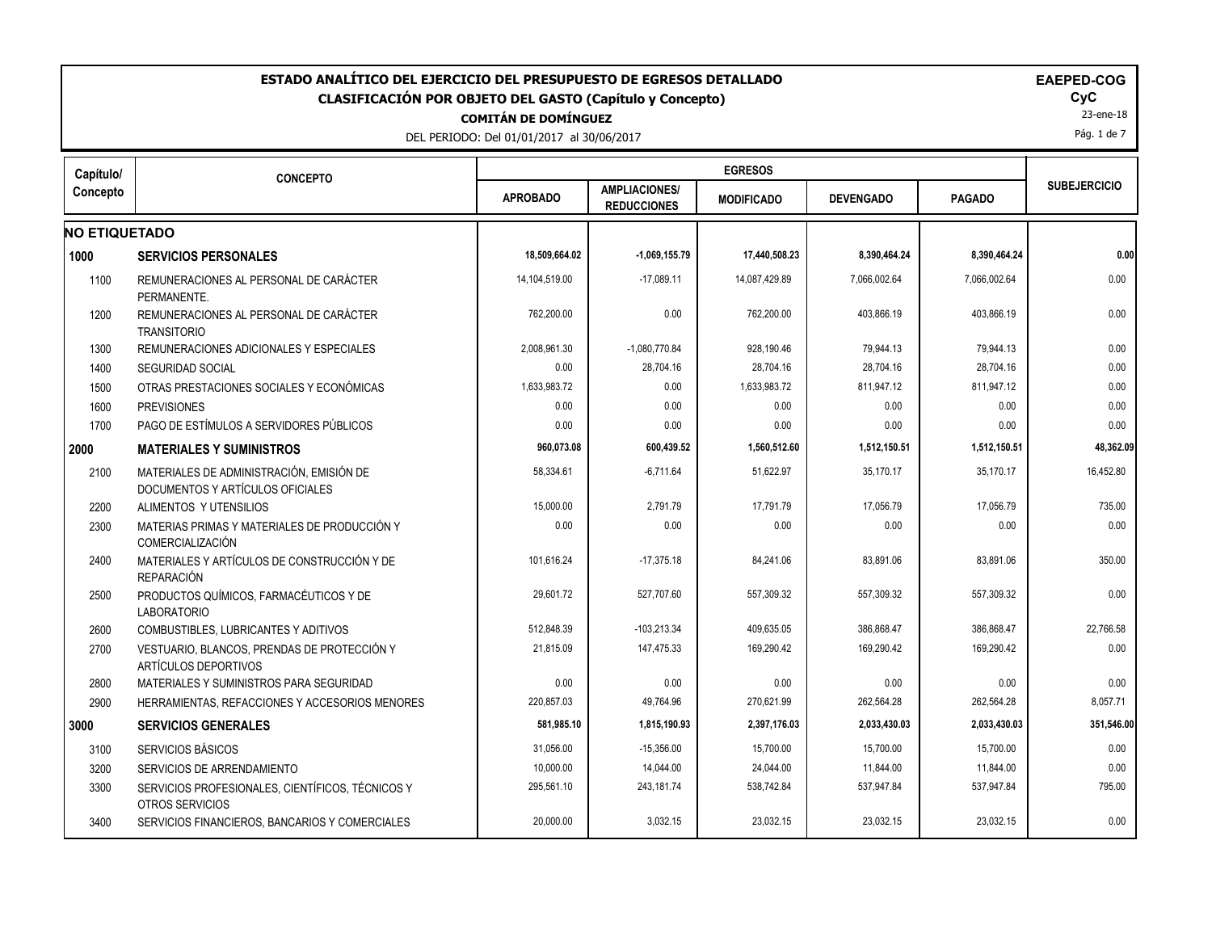# ESTADO ANALÍTICO DEL EJERCICIO DEL PRESUPUESTO DE EGRESOS DETALLADO

## CLASIFICACIÓN POR OBJETO DEL GASTO (Capítulo y Concepto)

**COMITÁN DE DOMÍNGUEZ**

DEL PERIODO: Del 01/01/2017 al 30/06/2017

**EAEPED-COG**

**CyC**

23-ene-18

| Capítulo/ Concepto | CONCEPTO | EGRESOS | | | | | SUBEJERCICIO |
|---|---|---|---|---|---|---|---|
| | | APROBADO | AMPLIACIONES/ REDUCCIONES | MODIFICADO | DEVENGADO | PAGADO | |
| **NO ETIQUETADO** | | | | | | | |
| **1000** | **SERVICIOS PERSONALES** | **18,509,664.02** | **-1,069,155.79** | **17,440,508.23** | **8,390,464.24** | **8,390,464.24** | **0.00** |
| 1100 | REMUNERACIONES AL PERSONAL DE CARÁCTER PERMANENTE. | 14,104,519.00 | -17,089.11 | 14,087,429.89 | 7,066,002.64 | 7,066,002.64 | 0.00 |
| 1200 | REMUNERACIONES AL PERSONAL DE CARÁCTER TRANSITORIO | 762,200.00 | 0.00 | 762,200.00 | 403,866.19 | 403,866.19 | 0.00 |
| 1300 | REMUNERACIONES ADICIONALES Y ESPECIALES | 2,008,961.30 | -1,080,770.84 | 928,190.46 | 79,944.13 | 79,944.13 | 0.00 |
| 1400 | SEGURIDAD SOCIAL | 0.00 | 28,704.16 | 28,704.16 | 28,704.16 | 28,704.16 | 0.00 |
| 1500 | OTRAS PRESTACIONES SOCIALES Y ECONÓMICAS | 1,633,983.72 | 0.00 | 1,633,983.72 | 811,947.12 | 811,947.12 | 0.00 |
| 1600 | PREVISIONES | 0.00 | 0.00 | 0.00 | 0.00 | 0.00 | 0.00 |
| 1700 | PAGO DE ESTÍMULOS A SERVIDORES PÚBLICOS | 0.00 | 0.00 | 0.00 | 0.00 | 0.00 | 0.00 |
| **2000** | **MATERIALES Y SUMINISTROS** | **960,073.08** | **600,439.52** | **1,560,512.60** | **1,512,150.51** | **1,512,150.51** | **48,362.09** |
| 2100 | MATERIALES DE ADMINISTRACIÓN, EMISIÓN DE DOCUMENTOS Y ARTÍCULOS OFICIALES | 58,334.61 | -6,711.64 | 51,622.97 | 35,170.17 | 35,170.17 | 16,452.80 |
| 2200 | ALIMENTOS Y UTENSILIOS | 15,000.00 | 2,791.79 | 17,791.79 | 17,056.79 | 17,056.79 | 735.00 |
| 2300 | MATERIAS PRIMAS Y MATERIALES DE PRODUCCIÓN Y COMERCIALIZACIÓN | 0.00 | 0.00 | 0.00 | 0.00 | 0.00 | 0.00 |
| 2400 | MATERIALES Y ARTÍCULOS DE CONSTRUCCIÓN Y DE REPARACIÓN | 101,616.24 | -17,375.18 | 84,241.06 | 83,891.06 | 83,891.06 | 350.00 |
| 2500 | PRODUCTOS QUÍMICOS, FARMACÉUTICOS Y DE LABORATORIO | 29,601.72 | 527,707.60 | 557,309.32 | 557,309.32 | 557,309.32 | 0.00 |
| 2600 | COMBUSTIBLES, LUBRICANTES Y ADITIVOS | 512,848.39 | -103,213.34 | 409,635.05 | 386,868.47 | 386,868.47 | 22,766.58 |
| 2700 | VESTUARIO, BLANCOS, PRENDAS DE PROTECCIÓN Y ARTÍCULOS DEPORTIVOS | 21,815.09 | 147,475.33 | 169,290.42 | 169,290.42 | 169,290.42 | 0.00 |
| 2800 | MATERIALES Y SUMINISTROS PARA SEGURIDAD | 0.00 | 0.00 | 0.00 | 0.00 | 0.00 | 0.00 |
| 2900 | HERRAMIENTAS, REFACCIONES Y ACCESORIOS MENORES | 220,857.03 | 49,764.96 | 270,621.99 | 262,564.28 | 262,564.28 | 8,057.71 |
| **3000** | **SERVICIOS GENERALES** | **581,985.10** | **1,815,190.93** | **2,397,176.03** | **2,033,430.03** | **2,033,430.03** | **351,546.00** |
| 3100 | SERVICIOS BÁSICOS | 31,056.00 | -15,356.00 | 15,700.00 | 15,700.00 | 15,700.00 | 0.00 |
| 3200 | SERVICIOS DE ARRENDAMIENTO | 10,000.00 | 14,044.00 | 24,044.00 | 11,844.00 | 11,844.00 | 0.00 |
| 3300 | SERVICIOS PROFESIONALES, CIENTÍFICOS, TÉCNICOS Y OTROS SERVICIOS | 295,561.10 | 243,181.74 | 538,742.84 | 537,947.84 | 537,947.84 | 795.00 |
| 3400 | SERVICIOS FINANCIEROS, BANCARIOS Y COMERCIALES | 20,000.00 | 3,032.15 | 23,032.15 | 23,032.15 | 23,032.15 | 0.00 |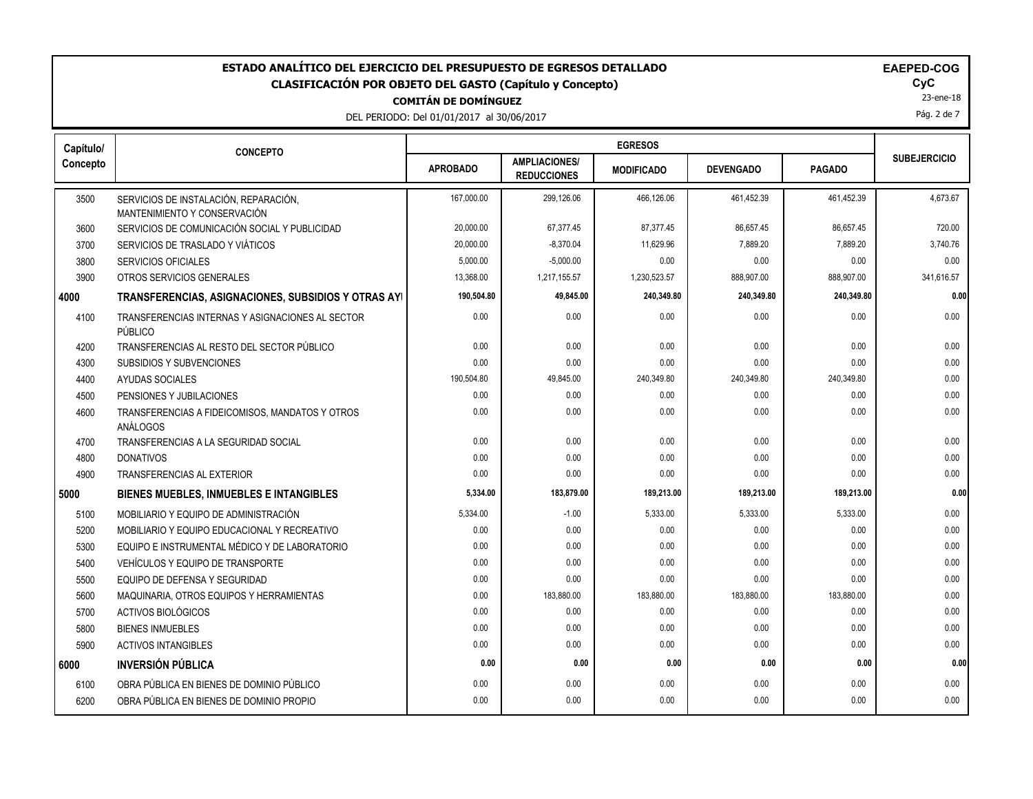# ESTADO ANALÍTICO DEL EJERCICIO DEL PRESUPUESTO DE EGRESOS DETALLADO

## CLASIFICACIÓN POR OBJETO DEL GASTO (Capítulo y Concepto)

**COMITÁN DE DOMÍNGUEZ**

DEL PERIODO: Del 01/01/2017 al 30/06/2017

**EAEPED-COG**
**CyC**
23-ene-18

| Capítulo/ Concepto | CONCEPTO | EGRESOS | | | | | SUBEJERCICIO |
|---|---|---|---|---|---|---|---|
| | | APROBADO | AMPLIACIONES/ REDUCCIONES | MODIFICADO | DEVENGADO | PAGADO | |
| 3500 | SERVICIOS DE INSTALACIÓN, REPARACIÓN, MANTENIMIENTO Y CONSERVACIÓN | 167,000.00 | 299,126.06 | 466,126.06 | 461,452.39 | 461,452.39 | 4,673.67 |
| 3600 | SERVICIOS DE COMUNICACIÓN SOCIAL Y PUBLICIDAD | 20,000.00 | 67,377.45 | 87,377.45 | 86,657.45 | 86,657.45 | 720.00 |
| 3700 | SERVICIOS DE TRASLADO Y VIÁTICOS | 20,000.00 | -8,370.04 | 11,629.96 | 7,889.20 | 7,889.20 | 3,740.76 |
| 3800 | SERVICIOS OFICIALES | 5,000.00 | -5,000.00 | 0.00 | 0.00 | 0.00 | 0.00 |
| 3900 | OTROS SERVICIOS GENERALES | 13,368.00 | 1,217,155.57 | 1,230,523.57 | 888,907.00 | 888,907.00 | 341,616.57 |
| **4000** | **TRANSFERENCIAS, ASIGNACIONES, SUBSIDIOS Y OTRAS AYI** | **190,504.80** | **49,845.00** | **240,349.80** | **240,349.80** | **240,349.80** | **0.00** |
| 4100 | TRANSFERENCIAS INTERNAS Y ASIGNACIONES AL SECTOR PÚBLICO | 0.00 | 0.00 | 0.00 | 0.00 | 0.00 | 0.00 |
| 4200 | TRANSFERENCIAS AL RESTO DEL SECTOR PÚBLICO | 0.00 | 0.00 | 0.00 | 0.00 | 0.00 | 0.00 |
| 4300 | SUBSIDIOS Y SUBVENCIONES | 0.00 | 0.00 | 0.00 | 0.00 | 0.00 | 0.00 |
| 4400 | AYUDAS SOCIALES | 190,504.80 | 49,845.00 | 240,349.80 | 240,349.80 | 240,349.80 | 0.00 |
| 4500 | PENSIONES Y JUBILACIONES | 0.00 | 0.00 | 0.00 | 0.00 | 0.00 | 0.00 |
| 4600 | TRANSFERENCIAS A FIDEICOMISOS, MANDATOS Y OTROS ANÁLOGOS | 0.00 | 0.00 | 0.00 | 0.00 | 0.00 | 0.00 |
| 4700 | TRANSFERENCIAS A LA SEGURIDAD SOCIAL | 0.00 | 0.00 | 0.00 | 0.00 | 0.00 | 0.00 |
| 4800 | DONATIVOS | 0.00 | 0.00 | 0.00 | 0.00 | 0.00 | 0.00 |
| 4900 | TRANSFERENCIAS AL EXTERIOR | 0.00 | 0.00 | 0.00 | 0.00 | 0.00 | 0.00 |
| **5000** | **BIENES MUEBLES, INMUEBLES E INTANGIBLES** | **5,334.00** | **183,879.00** | **189,213.00** | **189,213.00** | **189,213.00** | **0.00** |
| 5100 | MOBILIARIO Y EQUIPO DE ADMINISTRACIÓN | 5,334.00 | -1.00 | 5,333.00 | 5,333.00 | 5,333.00 | 0.00 |
| 5200 | MOBILIARIO Y EQUIPO EDUCACIONAL Y RECREATIVO | 0.00 | 0.00 | 0.00 | 0.00 | 0.00 | 0.00 |
| 5300 | EQUIPO E INSTRUMENTAL MÉDICO Y DE LABORATORIO | 0.00 | 0.00 | 0.00 | 0.00 | 0.00 | 0.00 |
| 5400 | VEHÍCULOS Y EQUIPO DE TRANSPORTE | 0.00 | 0.00 | 0.00 | 0.00 | 0.00 | 0.00 |
| 5500 | EQUIPO DE DEFENSA Y SEGURIDAD | 0.00 | 0.00 | 0.00 | 0.00 | 0.00 | 0.00 |
| 5600 | MAQUINARIA, OTROS EQUIPOS Y HERRAMIENTAS | 0.00 | 183,880.00 | 183,880.00 | 183,880.00 | 183,880.00 | 0.00 |
| 5700 | ACTIVOS BIOLÓGICOS | 0.00 | 0.00 | 0.00 | 0.00 | 0.00 | 0.00 |
| 5800 | BIENES INMUEBLES | 0.00 | 0.00 | 0.00 | 0.00 | 0.00 | 0.00 |
| 5900 | ACTIVOS INTANGIBLES | 0.00 | 0.00 | 0.00 | 0.00 | 0.00 | 0.00 |
| **6000** | **INVERSIÓN PÚBLICA** | **0.00** | **0.00** | **0.00** | **0.00** | **0.00** | **0.00** |
| 6100 | OBRA PÚBLICA EN BIENES DE DOMINIO PÚBLICO | 0.00 | 0.00 | 0.00 | 0.00 | 0.00 | 0.00 |
| 6200 | OBRA PÚBLICA EN BIENES DE DOMINIO PROPIO | 0.00 | 0.00 | 0.00 | 0.00 | 0.00 | 0.00 |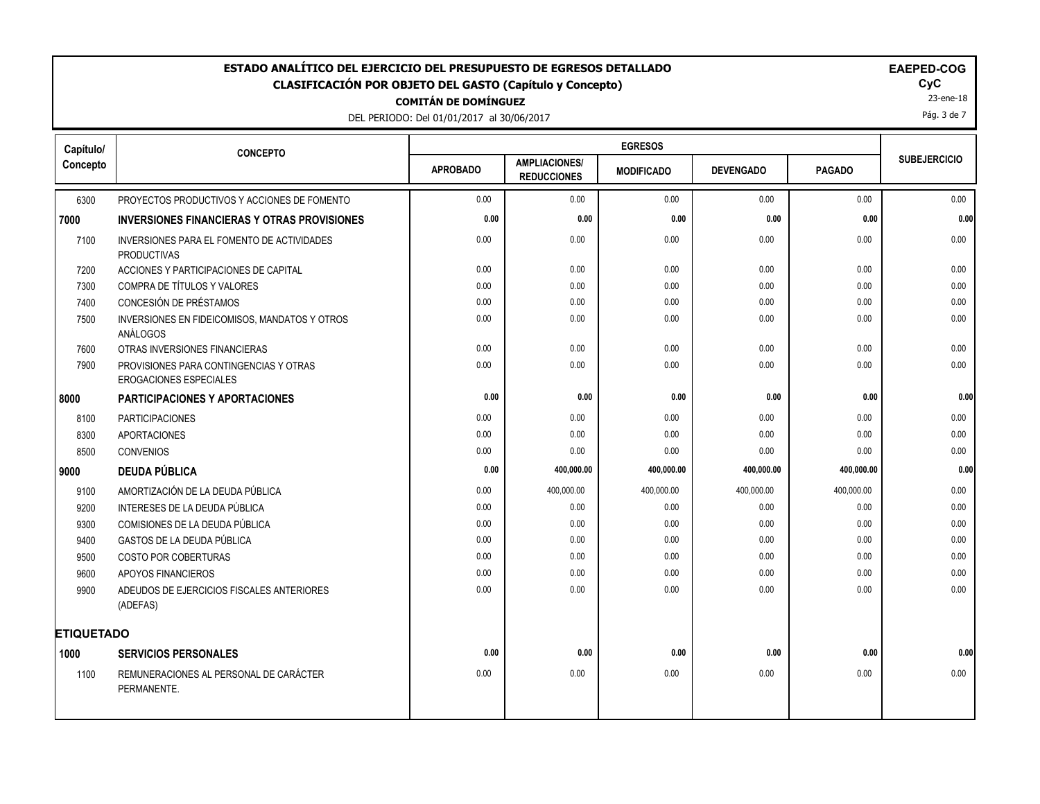# ESTADO ANALÍTICO DEL EJERCICIO DEL PRESUPUESTO DE EGRESOS DETALLADO

## CLASIFICACIÓN POR OBJETO DEL GASTO (Capítulo y Concepto)

**COMITÁN DE DOMÍNGUEZ**

DEL PERIODO: Del 01/01/2017 al 30/06/2017

**EAPED-COG**
**CyC**
23-ene-18

| Capítulo/ Concepto | CONCEPTO | EGRESOS | | | | | SUBEJERCICIO |
|---|---|---|---|---|---|---|---|
| | | APROBADO | AMPLIACIONES/ REDUCCIONES | MODIFICADO | DEVENGADO | PAGADO | |
| 6300 | PROYECTOS PRODUCTIVOS Y ACCIONES DE FOMENTO | 0.00 | 0.00 | 0.00 | 0.00 | 0.00 | 0.00 |
| **7000** | **INVERSIONES FINANCIERAS Y OTRAS PROVISIONES** | **0.00** | **0.00** | **0.00** | **0.00** | **0.00** | **0.00** |
| 7100 | INVERSIONES PARA EL FOMENTO DE ACTIVIDADES PRODUCTIVAS | 0.00 | 0.00 | 0.00 | 0.00 | 0.00 | 0.00 |
| 7200 | ACCIONES Y PARTICIPACIONES DE CAPITAL | 0.00 | 0.00 | 0.00 | 0.00 | 0.00 | 0.00 |
| 7300 | COMPRA DE TÍTULOS Y VALORES | 0.00 | 0.00 | 0.00 | 0.00 | 0.00 | 0.00 |
| 7400 | CONCESIÓN DE PRÉSTAMOS | 0.00 | 0.00 | 0.00 | 0.00 | 0.00 | 0.00 |
| 7500 | INVERSIONES EN FIDEICOMISOS, MANDATOS Y OTROS ANÁLOGOS | 0.00 | 0.00 | 0.00 | 0.00 | 0.00 | 0.00 |
| 7600 | OTRAS INVERSIONES FINANCIERAS | 0.00 | 0.00 | 0.00 | 0.00 | 0.00 | 0.00 |
| 7900 | PROVISIONES PARA CONTINGENCIAS Y OTRAS EROGACIONES ESPECIALES | 0.00 | 0.00 | 0.00 | 0.00 | 0.00 | 0.00 |
| **8000** | **PARTICIPACIONES Y APORTACIONES** | **0.00** | **0.00** | **0.00** | **0.00** | **0.00** | **0.00** |
| 8100 | PARTICIPACIONES | 0.00 | 0.00 | 0.00 | 0.00 | 0.00 | 0.00 |
| 8300 | APORTACIONES | 0.00 | 0.00 | 0.00 | 0.00 | 0.00 | 0.00 |
| 8500 | CONVENIOS | 0.00 | 0.00 | 0.00 | 0.00 | 0.00 | 0.00 |
| **9000** | **DEUDA PÚBLICA** | **0.00** | **400,000.00** | **400,000.00** | **400,000.00** | **400,000.00** | **0.00** |
| 9100 | AMORTIZACIÓN DE LA DEUDA PÚBLICA | 0.00 | 400,000.00 | 400,000.00 | 400,000.00 | 400,000.00 | 0.00 |
| 9200 | INTERESES DE LA DEUDA PÚBLICA | 0.00 | 0.00 | 0.00 | 0.00 | 0.00 | 0.00 |
| 9300 | COMISIONES DE LA DEUDA PÚBLICA | 0.00 | 0.00 | 0.00 | 0.00 | 0.00 | 0.00 |
| 9400 | GASTOS DE LA DEUDA PÚBLICA | 0.00 | 0.00 | 0.00 | 0.00 | 0.00 | 0.00 |
| 9500 | COSTO POR COBERTURAS | 0.00 | 0.00 | 0.00 | 0.00 | 0.00 | 0.00 |
| 9600 | APOYOS FINANCIEROS | 0.00 | 0.00 | 0.00 | 0.00 | 0.00 | 0.00 |
| 9900 | ADEUDOS DE EJERCICIOS FISCALES ANTERIORES (ADEFAS) | 0.00 | 0.00 | 0.00 | 0.00 | 0.00 | 0.00 |
| **ETIQUETADO** | | | | | | | |
| **1000** | **SERVICIOS PERSONALES** | **0.00** | **0.00** | **0.00** | **0.00** | **0.00** | **0.00** |
| 1100 | REMUNERACIONES AL PERSONAL DE CARÁCTER PERMANENTE. | 0.00 | 0.00 | 0.00 | 0.00 | 0.00 | 0.00 |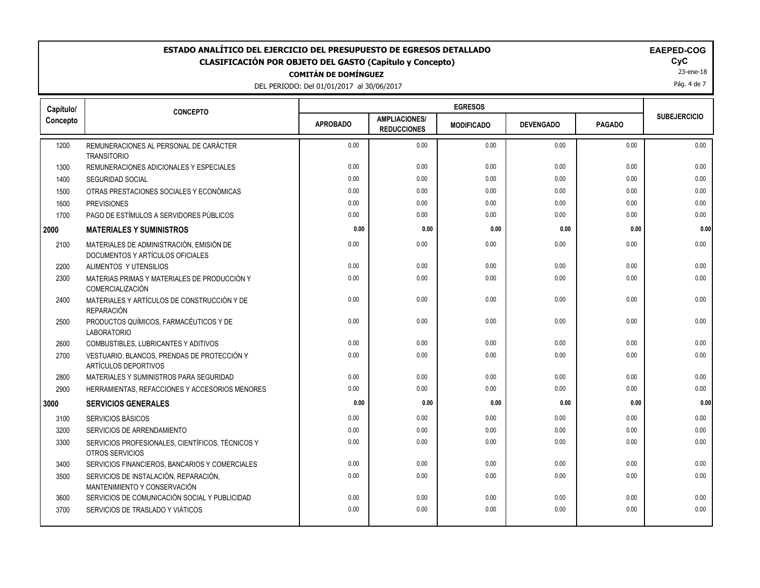# ESTADO ANALÍTICO DEL EJERCICIO DEL PRESUPUESTO DE EGRESOS DETALLADO

## CLASIFICACIÓN POR OBJETO DEL GASTO (Capítulo y Concepto)

**COMITÁN DE DOMÍNGUEZ**

DEL PERIODO: Del 01/01/2017 al 30/06/2017

**EAPED-COG**
**CyC**
23-ene-18

| Capítulo/ Concepto | CONCEPTO | EGRESOS | | | | | SUBEJERCICIO |
|---|---|---|---|---|---|---|---|
| | | APROBADO | AMPLIACIONES/ REDUCCIONES | MODIFICADO | DEVENGADO | PAGADO | |
| 1200 | REMUNERACIONES AL PERSONAL DE CARÁCTER TRANSITORIO | 0.00 | 0.00 | 0.00 | 0.00 | 0.00 | 0.00 |
| 1300 | REMUNERACIONES ADICIONALES Y ESPECIALES | 0.00 | 0.00 | 0.00 | 0.00 | 0.00 | 0.00 |
| 1400 | SEGURIDAD SOCIAL | 0.00 | 0.00 | 0.00 | 0.00 | 0.00 | 0.00 |
| 1500 | OTRAS PRESTACIONES SOCIALES Y ECONÓMICAS | 0.00 | 0.00 | 0.00 | 0.00 | 0.00 | 0.00 |
| 1600 | PREVISIONES | 0.00 | 0.00 | 0.00 | 0.00 | 0.00 | 0.00 |
| 1700 | PAGO DE ESTÍMULOS A SERVIDORES PÚBLICOS | 0.00 | 0.00 | 0.00 | 0.00 | 0.00 | 0.00 |
| **2000** | **MATERIALES Y SUMINISTROS** | **0.00** | **0.00** | **0.00** | **0.00** | **0.00** | **0.00** |
| 2100 | MATERIALES DE ADMINISTRACIÓN, EMISIÓN DE DOCUMENTOS Y ARTÍCULOS OFICIALES | 0.00 | 0.00 | 0.00 | 0.00 | 0.00 | 0.00 |
| 2200 | ALIMENTOS Y UTENSILIOS | 0.00 | 0.00 | 0.00 | 0.00 | 0.00 | 0.00 |
| 2300 | MATERIAS PRIMAS Y MATERIALES DE PRODUCCIÓN Y COMERCIALIZACIÓN | 0.00 | 0.00 | 0.00 | 0.00 | 0.00 | 0.00 |
| 2400 | MATERIALES Y ARTÍCULOS DE CONSTRUCCIÓN Y DE REPARACIÓN | 0.00 | 0.00 | 0.00 | 0.00 | 0.00 | 0.00 |
| 2500 | PRODUCTOS QUÍMICOS, FARMACÉUTICOS Y DE LABORATORIO | 0.00 | 0.00 | 0.00 | 0.00 | 0.00 | 0.00 |
| 2600 | COMBUSTIBLES, LUBRICANTES Y ADITIVOS | 0.00 | 0.00 | 0.00 | 0.00 | 0.00 | 0.00 |
| 2700 | VESTUARIO, BLANCOS, PRENDAS DE PROTECCIÓN Y ARTÍCULOS DEPORTIVOS | 0.00 | 0.00 | 0.00 | 0.00 | 0.00 | 0.00 |
| 2800 | MATERIALES Y SUMINISTROS PARA SEGURIDAD | 0.00 | 0.00 | 0.00 | 0.00 | 0.00 | 0.00 |
| 2900 | HERRAMIENTAS, REFACCIONES Y ACCESORIOS MENORES | 0.00 | 0.00 | 0.00 | 0.00 | 0.00 | 0.00 |
| **3000** | **SERVICIOS GENERALES** | **0.00** | **0.00** | **0.00** | **0.00** | **0.00** | **0.00** |
| 3100 | SERVICIOS BÁSICOS | 0.00 | 0.00 | 0.00 | 0.00 | 0.00 | 0.00 |
| 3200 | SERVICIOS DE ARRENDAMIENTO | 0.00 | 0.00 | 0.00 | 0.00 | 0.00 | 0.00 |
| 3300 | SERVICIOS PROFESIONALES, CIENTÍFICOS, TÉCNICOS Y OTROS SERVICIOS | 0.00 | 0.00 | 0.00 | 0.00 | 0.00 | 0.00 |
| 3400 | SERVICIOS FINANCIEROS, BANCARIOS Y COMERCIALES | 0.00 | 0.00 | 0.00 | 0.00 | 0.00 | 0.00 |
| 3500 | SERVICIOS DE INSTALACIÓN, REPARACIÓN, MANTENIMIENTO Y CONSERVACIÓN | 0.00 | 0.00 | 0.00 | 0.00 | 0.00 | 0.00 |
| 3600 | SERVICIOS DE COMUNICACIÓN SOCIAL Y PUBLICIDAD | 0.00 | 0.00 | 0.00 | 0.00 | 0.00 | 0.00 |
| 3700 | SERVICIOS DE TRASLADO Y VIÁTICOS | 0.00 | 0.00 | 0.00 | 0.00 | 0.00 | 0.00 |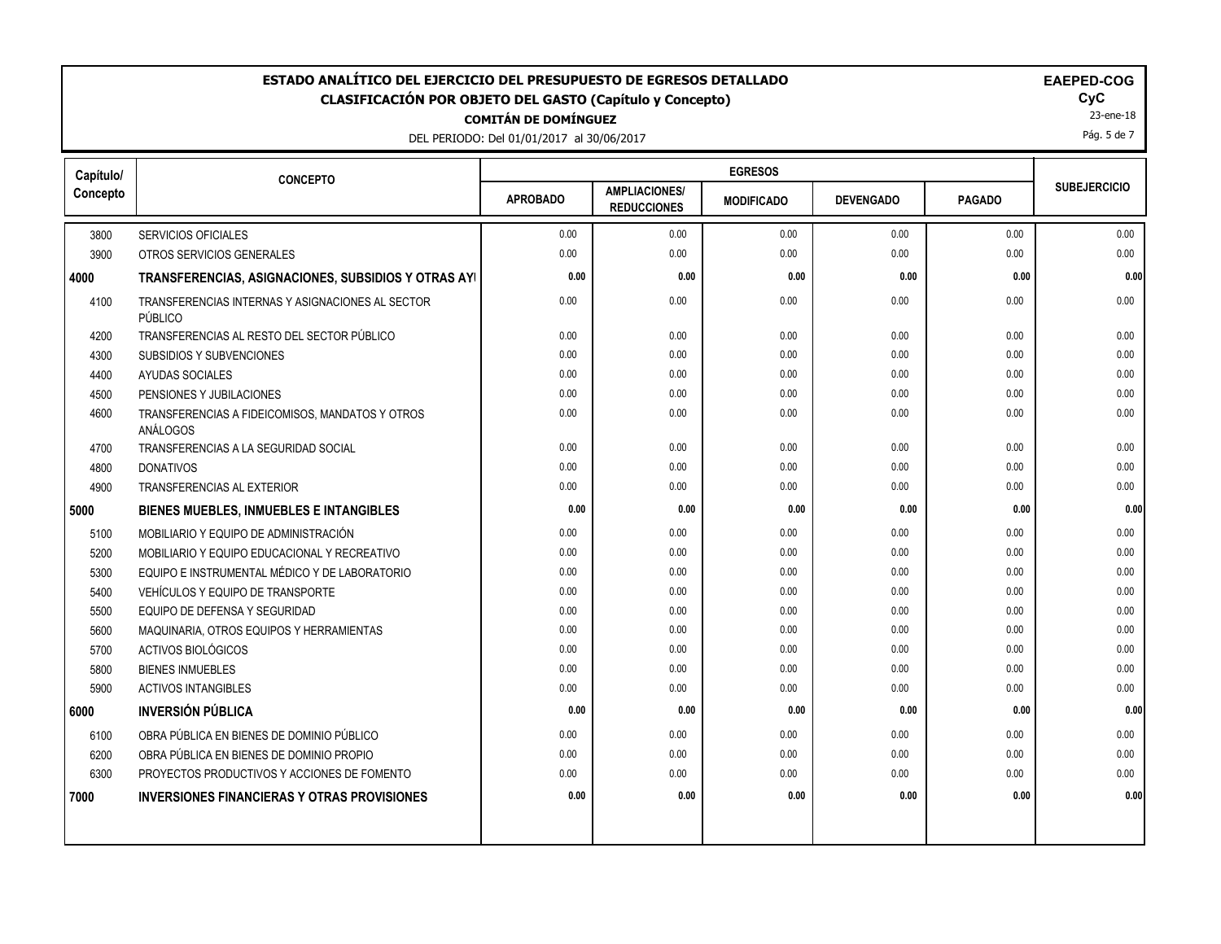# ESTADO ANALÍTICO DEL EJERCICIO DEL PRESUPUESTO DE EGRESOS DETALLADO

## CLASIFICACIÓN POR OBJETO DEL GASTO (Capítulo y Concepto)

**COMITÁN DE DOMÍNGUEZ**

DEL PERIODO: Del 01/01/2017 al 30/06/2017

**EAEPED-COG**
**CyC**
23-ene-18

| Capítulo/ Concepto | CONCEPTO | EGRESOS | | | | | SUBEJERCICIO |
|---|---|---|---|---|---|---|---|
| | | APROBADO | AMPLIACIONES/ REDUCCIONES | MODIFICADO | DEVENGADO | PAGADO | |
| 3800 | SERVICIOS OFICIALES | 0.00 | 0.00 | 0.00 | 0.00 | 0.00 | 0.00 |
| 3900 | OTROS SERVICIOS GENERALES | 0.00 | 0.00 | 0.00 | 0.00 | 0.00 | 0.00 |
| **4000** | **TRANSFERENCIAS, ASIGNACIONES, SUBSIDIOS Y OTRAS AYI** | **0.00** | **0.00** | **0.00** | **0.00** | **0.00** | **0.00** |
| 4100 | TRANSFERENCIAS INTERNAS Y ASIGNACIONES AL SECTOR PÚBLICO | 0.00 | 0.00 | 0.00 | 0.00 | 0.00 | 0.00 |
| 4200 | TRANSFERENCIAS AL RESTO DEL SECTOR PÚBLICO | 0.00 | 0.00 | 0.00 | 0.00 | 0.00 | 0.00 |
| 4300 | SUBSIDIOS Y SUBVENCIONES | 0.00 | 0.00 | 0.00 | 0.00 | 0.00 | 0.00 |
| 4400 | AYUDAS SOCIALES | 0.00 | 0.00 | 0.00 | 0.00 | 0.00 | 0.00 |
| 4500 | PENSIONES Y JUBILACIONES | 0.00 | 0.00 | 0.00 | 0.00 | 0.00 | 0.00 |
| 4600 | TRANSFERENCIAS A FIDEICOMISOS, MANDATOS Y OTROS ANÁLOGOS | 0.00 | 0.00 | 0.00 | 0.00 | 0.00 | 0.00 |
| 4700 | TRANSFERENCIAS A LA SEGURIDAD SOCIAL | 0.00 | 0.00 | 0.00 | 0.00 | 0.00 | 0.00 |
| 4800 | DONATIVOS | 0.00 | 0.00 | 0.00 | 0.00 | 0.00 | 0.00 |
| 4900 | TRANSFERENCIAS AL EXTERIOR | 0.00 | 0.00 | 0.00 | 0.00 | 0.00 | 0.00 |
| **5000** | **BIENES MUEBLES, INMUEBLES E INTANGIBLES** | **0.00** | **0.00** | **0.00** | **0.00** | **0.00** | **0.00** |
| 5100 | MOBILIARIO Y EQUIPO DE ADMINISTRACIÓN | 0.00 | 0.00 | 0.00 | 0.00 | 0.00 | 0.00 |
| 5200 | MOBILIARIO Y EQUIPO EDUCACIONAL Y RECREATIVO | 0.00 | 0.00 | 0.00 | 0.00 | 0.00 | 0.00 |
| 5300 | EQUIPO E INSTRUMENTAL MÉDICO Y DE LABORATORIO | 0.00 | 0.00 | 0.00 | 0.00 | 0.00 | 0.00 |
| 5400 | VEHÍCULOS Y EQUIPO DE TRANSPORTE | 0.00 | 0.00 | 0.00 | 0.00 | 0.00 | 0.00 |
| 5500 | EQUIPO DE DEFENSA Y SEGURIDAD | 0.00 | 0.00 | 0.00 | 0.00 | 0.00 | 0.00 |
| 5600 | MAQUINARIA, OTROS EQUIPOS Y HERRAMIENTAS | 0.00 | 0.00 | 0.00 | 0.00 | 0.00 | 0.00 |
| 5700 | ACTIVOS BIOLÓGICOS | 0.00 | 0.00 | 0.00 | 0.00 | 0.00 | 0.00 |
| 5800 | BIENES INMUEBLES | 0.00 | 0.00 | 0.00 | 0.00 | 0.00 | 0.00 |
| 5900 | ACTIVOS INTANGIBLES | 0.00 | 0.00 | 0.00 | 0.00 | 0.00 | 0.00 |
| **6000** | **INVERSIÓN PÚBLICA** | **0.00** | **0.00** | **0.00** | **0.00** | **0.00** | **0.00** |
| 6100 | OBRA PÚBLICA EN BIENES DE DOMINIO PÚBLICO | 0.00 | 0.00 | 0.00 | 0.00 | 0.00 | 0.00 |
| 6200 | OBRA PÚBLICA EN BIENES DE DOMINIO PROPIO | 0.00 | 0.00 | 0.00 | 0.00 | 0.00 | 0.00 |
| 6300 | PROYECTOS PRODUCTIVOS Y ACCIONES DE FOMENTO | 0.00 | 0.00 | 0.00 | 0.00 | 0.00 | 0.00 |
| **7000** | **INVERSIONES FINANCIERAS Y OTRAS PROVISIONES** | **0.00** | **0.00** | **0.00** | **0.00** | **0.00** | **0.00** |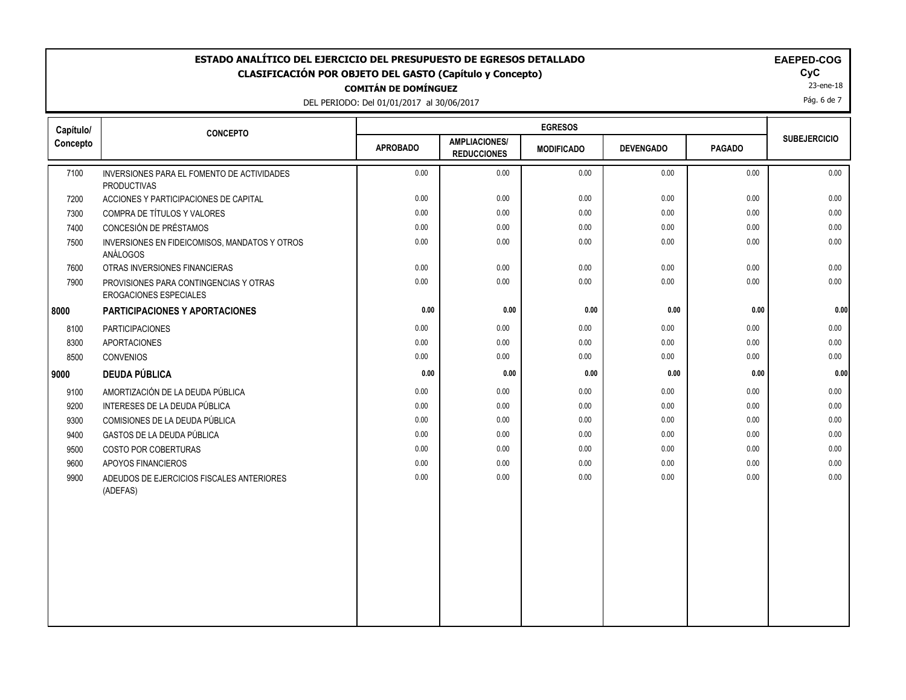# ESTADO ANALÍTICO DEL EJERCICIO DEL PRESUPUESTO DE EGRESOS DETALLADO

## CLASIFICACIÓN POR OBJETO DEL GASTO (Capítulo y Concepto)

**COMITÁN DE DOMÍNGUEZ**

DEL PERIODO: Del 01/01/2017 al 30/06/2017

**EAPED-COG**
**CyC**
23-ene-18

| Capítulo/ Concepto | CONCEPTO | EGRESOS | | | | | SUBEJERCICIO |
|---|---|---|---|---|---|---|---|
| | | APROBADO | AMPLIACIONES/ REDUCCIONES | MODIFICADO | DEVENGADO | PAGADO | |
| 7100 | INVERSIONES PARA EL FOMENTO DE ACTIVIDADES PRODUCTIVAS | 0.00 | 0.00 | 0.00 | 0.00 | 0.00 | 0.00 |
| 7200 | ACCIONES Y PARTICIPACIONES DE CAPITAL | 0.00 | 0.00 | 0.00 | 0.00 | 0.00 | 0.00 |
| 7300 | COMPRA DE TÍTULOS Y VALORES | 0.00 | 0.00 | 0.00 | 0.00 | 0.00 | 0.00 |
| 7400 | CONCESIÓN DE PRÉSTAMOS | 0.00 | 0.00 | 0.00 | 0.00 | 0.00 | 0.00 |
| 7500 | INVERSIONES EN FIDEICOMISOS, MANDATOS Y OTROS ANÁLOGOS | 0.00 | 0.00 | 0.00 | 0.00 | 0.00 | 0.00 |
| 7600 | OTRAS INVERSIONES FINANCIERAS | 0.00 | 0.00 | 0.00 | 0.00 | 0.00 | 0.00 |
| 7900 | PROVISIONES PARA CONTINGENCIAS Y OTRAS EROGACIONES ESPECIALES | 0.00 | 0.00 | 0.00 | 0.00 | 0.00 | 0.00 |
| **8000** | **PARTICIPACIONES Y APORTACIONES** | **0.00** | **0.00** | **0.00** | **0.00** | **0.00** | **0.00** |
| 8100 | PARTICIPACIONES | 0.00 | 0.00 | 0.00 | 0.00 | 0.00 | 0.00 |
| 8300 | APORTACIONES | 0.00 | 0.00 | 0.00 | 0.00 | 0.00 | 0.00 |
| 8500 | CONVENIOS | 0.00 | 0.00 | 0.00 | 0.00 | 0.00 | 0.00 |
| **9000** | **DEUDA PÚBLICA** | **0.00** | **0.00** | **0.00** | **0.00** | **0.00** | **0.00** |
| 9100 | AMORTIZACIÓN DE LA DEUDA PÚBLICA | 0.00 | 0.00 | 0.00 | 0.00 | 0.00 | 0.00 |
| 9200 | INTERESES DE LA DEUDA PÚBLICA | 0.00 | 0.00 | 0.00 | 0.00 | 0.00 | 0.00 |
| 9300 | COMISIONES DE LA DEUDA PÚBLICA | 0.00 | 0.00 | 0.00 | 0.00 | 0.00 | 0.00 |
| 9400 | GASTOS DE LA DEUDA PÚBLICA | 0.00 | 0.00 | 0.00 | 0.00 | 0.00 | 0.00 |
| 9500 | COSTO POR COBERTURAS | 0.00 | 0.00 | 0.00 | 0.00 | 0.00 | 0.00 |
| 9600 | APOYOS FINANCIEROS | 0.00 | 0.00 | 0.00 | 0.00 | 0.00 | 0.00 |
| 9900 | ADEUDOS DE EJERCICIOS FISCALES ANTERIORES (ADEFAS) | 0.00 | 0.00 | 0.00 | 0.00 | 0.00 | 0.00 |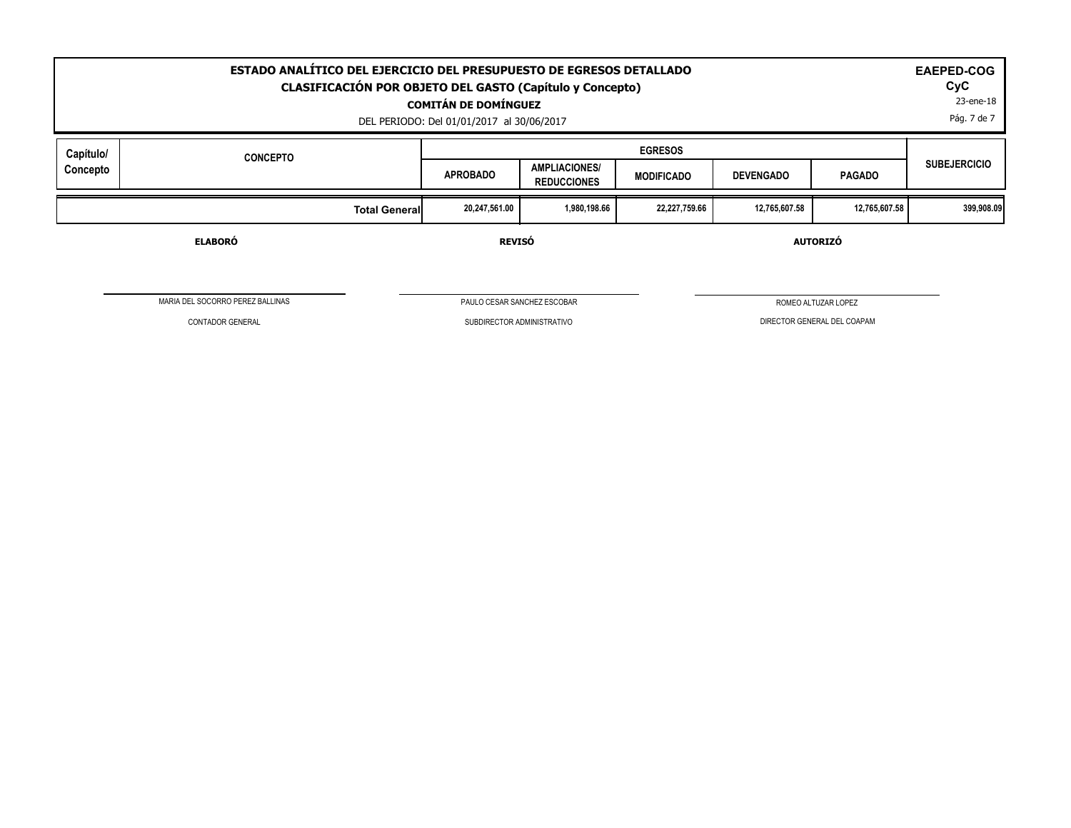# ESTADO ANALÍTICO DEL EJERCICIO DEL PRESUPUESTO DE EGRESOS DETALLADO

## CLASIFICACIÓN POR OBJETO DEL GASTO (Capítulo y Concepto)

**COMITÁN DE DOMÍNGUEZ**

DEL PERIODO: Del 01/01/2017 al 30/06/2017

**EAEPED-COG**
**CyC**
23-ene-18

| Capítulo/ Concepto | CONCEPTO | EGRESOS | | | | | SUBEJERCICIO |
|---|---|---|---|---|---|---|---|
| | | APROBADO | AMPLIACIONES/ REDUCCIONES | MODIFICADO | DEVENGADO | PAGADO | |
| | **Total General** | **20,247,561.00** | **1,980,198.66** | **22,227,759.66** | **12,765,607.58** | **12,765,607.58** | **399,908.09** |

| ELABORÓ | REVISÓ | AUTORIZÓ |
|---|---|---|
| MARIA DEL SOCORRO PEREZ BALLINAS | PAULO CESAR SANCHEZ ESCOBAR | ROMEO ALTUZAR LOPEZ |
| CONTADOR GENERAL | SUBDIRECTOR ADMINISTRATIVO | DIRECTOR GENERAL DEL COAPAM |